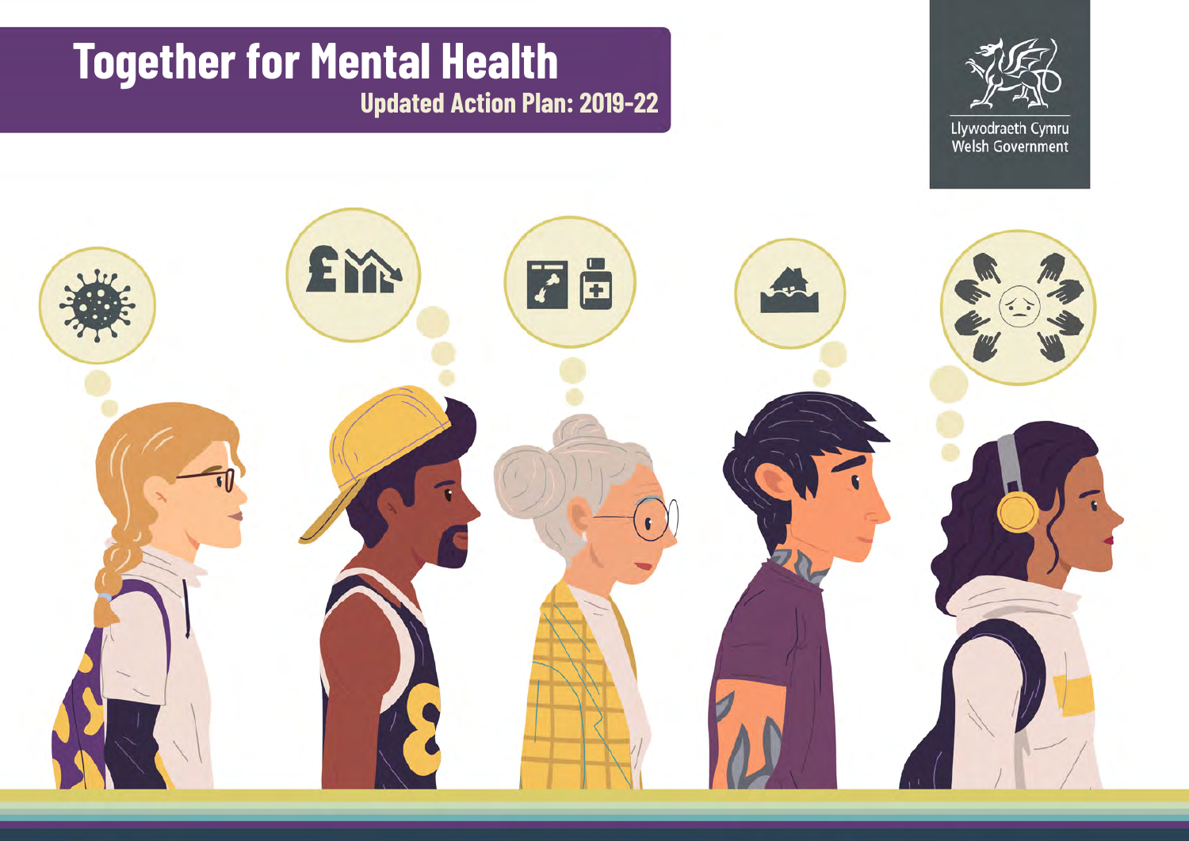# Together for Mental Health

## Updated Action Plan: 2019-22

Llywodraeth Cymru
Welsh Government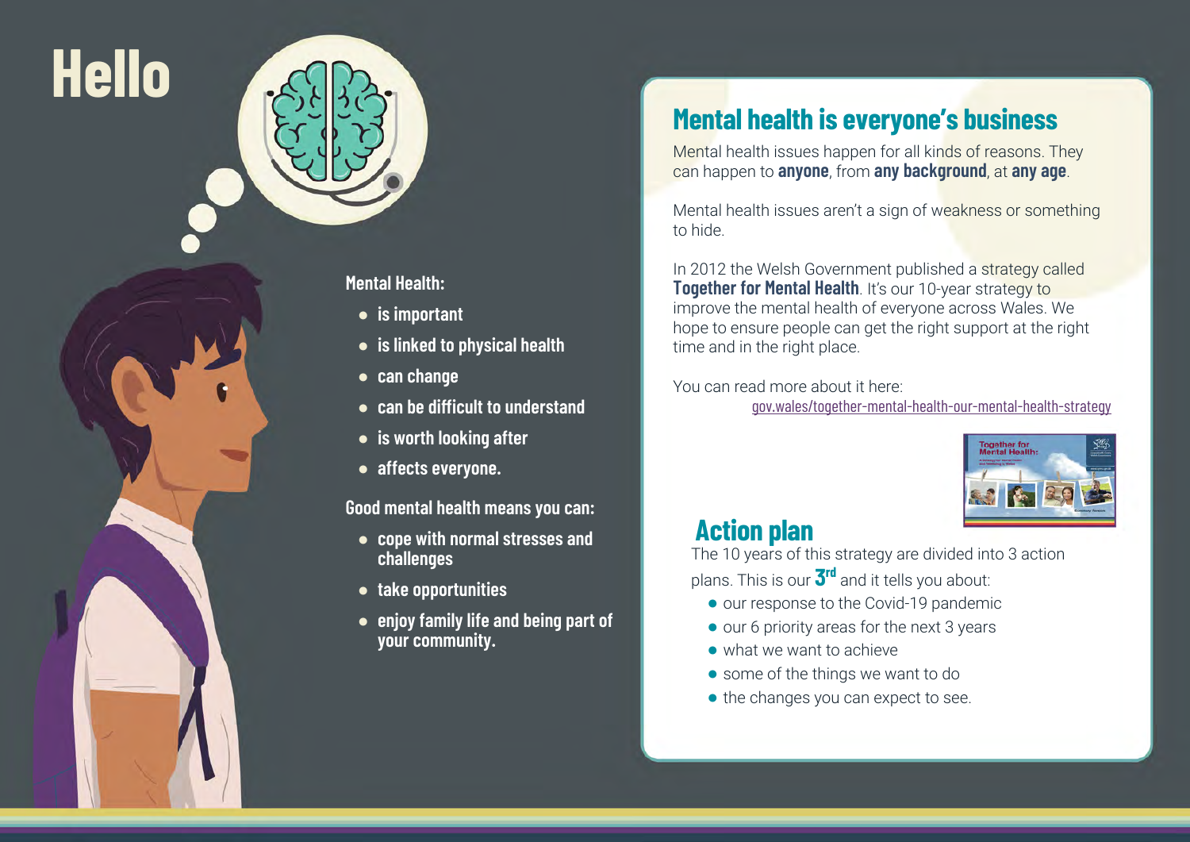# Hello

**Mental Health:**

- is important
- is linked to physical health
- can change
- can be difficult to understand
- is worth looking after
- affects everyone.

**Good mental health means you can:**

- cope with normal stresses and challenges
- take opportunities
- enjoy family life and being part of your community.

## Mental health is everyone's business

Mental health issues happen for all kinds of reasons. They can happen to **anyone**, from **any background**, at **any age**.

Mental health issues aren't a sign of weakness or something to hide.

In 2012 the Welsh Government published a strategy called **Together for Mental Health**. It's our 10-year strategy to improve the mental health of everyone across Wales. We hope to ensure people can get the right support at the right time and in the right place.

You can read more about it here:
gov.wales/together-mental-health-our-mental-health-strategy

## Action plan

The 10 years of this strategy are divided into 3 action plans. This is our **3rd** and it tells you about:

- our response to the Covid-19 pandemic
- our 6 priority areas for the next 3 years
- what we want to achieve
- some of the things we want to do
- the changes you can expect to see.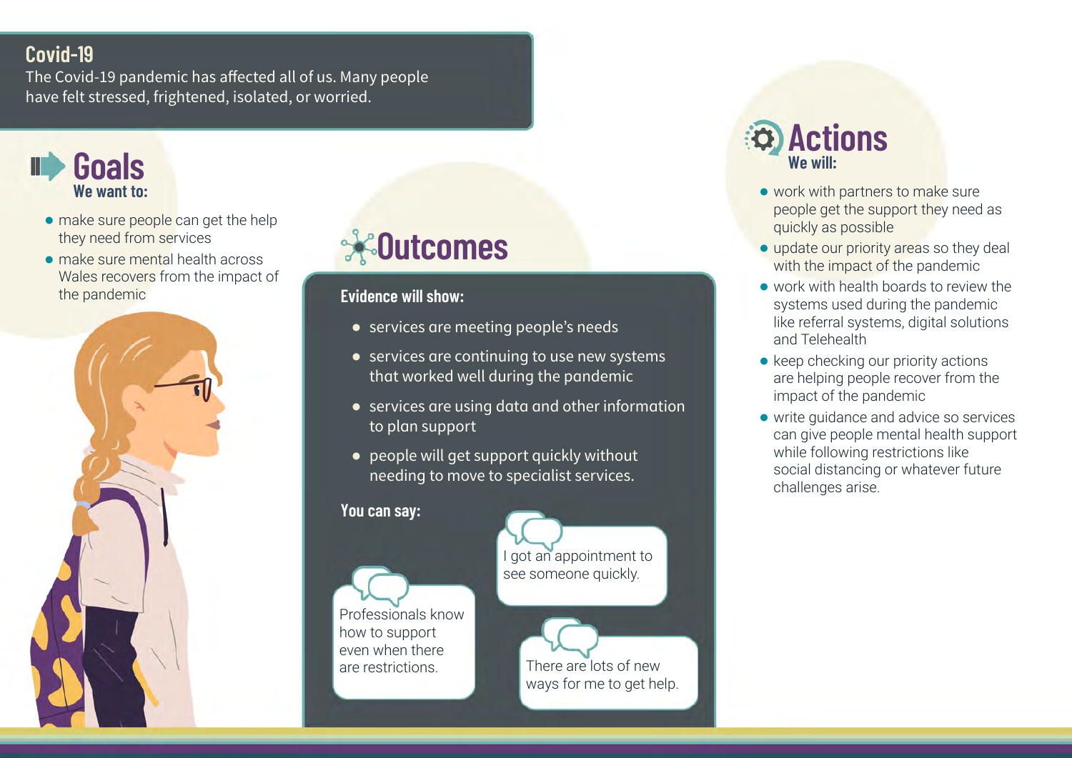## Covid-19

The Covid-19 pandemic has affected all of us. Many people have felt stressed, frightened, isolated, or worried.

### Goals

**We want to:**

- make sure people can get the help they need from services
- make sure mental health across Wales recovers from the impact of the pandemic

### Outcomes

**Evidence will show:**

- services are meeting people's needs
- services are continuing to use new systems that worked well during the pandemic
- services are using data and other information to plan support
- people will get support quickly without needing to move to specialist services.

**You can say:**

- Professionals know how to support even when there are restrictions.
- I got an appointment to see someone quickly.
- There are lots of new ways for me to get help.

### Actions

**We will:**

- work with partners to make sure people get the support they need as quickly as possible
- update our priority areas so they deal with the impact of the pandemic
- work with health boards to review the systems used during the pandemic like referral systems, digital solutions and Telehealth
- keep checking our priority actions are helping people recover from the impact of the pandemic
- write guidance and advice so services can give people mental health support while following restrictions like social distancing or whatever future challenges arise.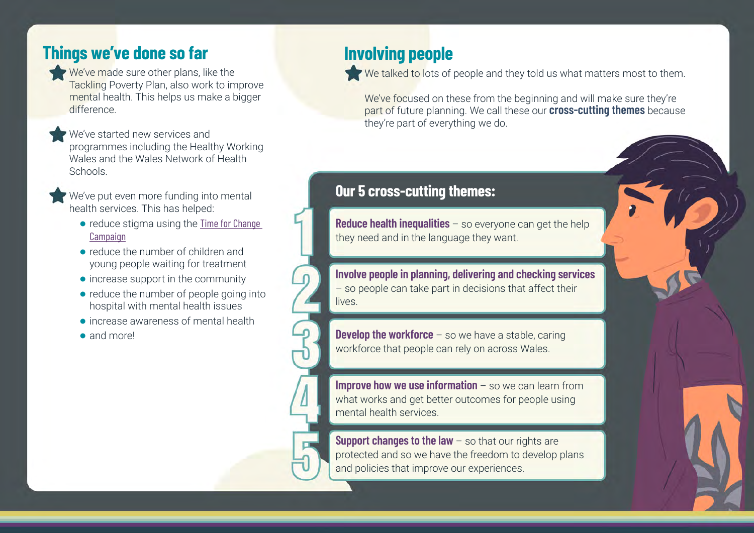## Things we've done so far

- We've made sure other plans, like the Tackling Poverty Plan, also work to improve mental health. This helps us make a bigger difference.

- We've started new services and programmes including the Healthy Working Wales and the Wales Network of Health Schools.

- We've put even more funding into mental health services. This has helped:
  - reduce stigma using the Time for Change Campaign
  - reduce the number of children and young people waiting for treatment
  - increase support in the community
  - reduce the number of people going into hospital with mental health issues
  - increase awareness of mental health
  - and more!

## Involving people

- We talked to lots of people and they told us what matters most to them.

  We've focused on these from the beginning and will make sure they're part of future planning. We call these our **cross-cutting themes** because they're part of everything we do.

### Our 5 cross-cutting themes:

1. **Reduce health inequalities** – so everyone can get the help they need and in the language they want.
2. **Involve people in planning, delivering and checking services** – so people can take part in decisions that affect their lives.
3. **Develop the workforce** – so we have a stable, caring workforce that people can rely on across Wales.
4. **Improve how we use information** – so we can learn from what works and get better outcomes for people using mental health services.
5. **Support changes to the law** – so that our rights are protected and so we have the freedom to develop plans and policies that improve our experiences.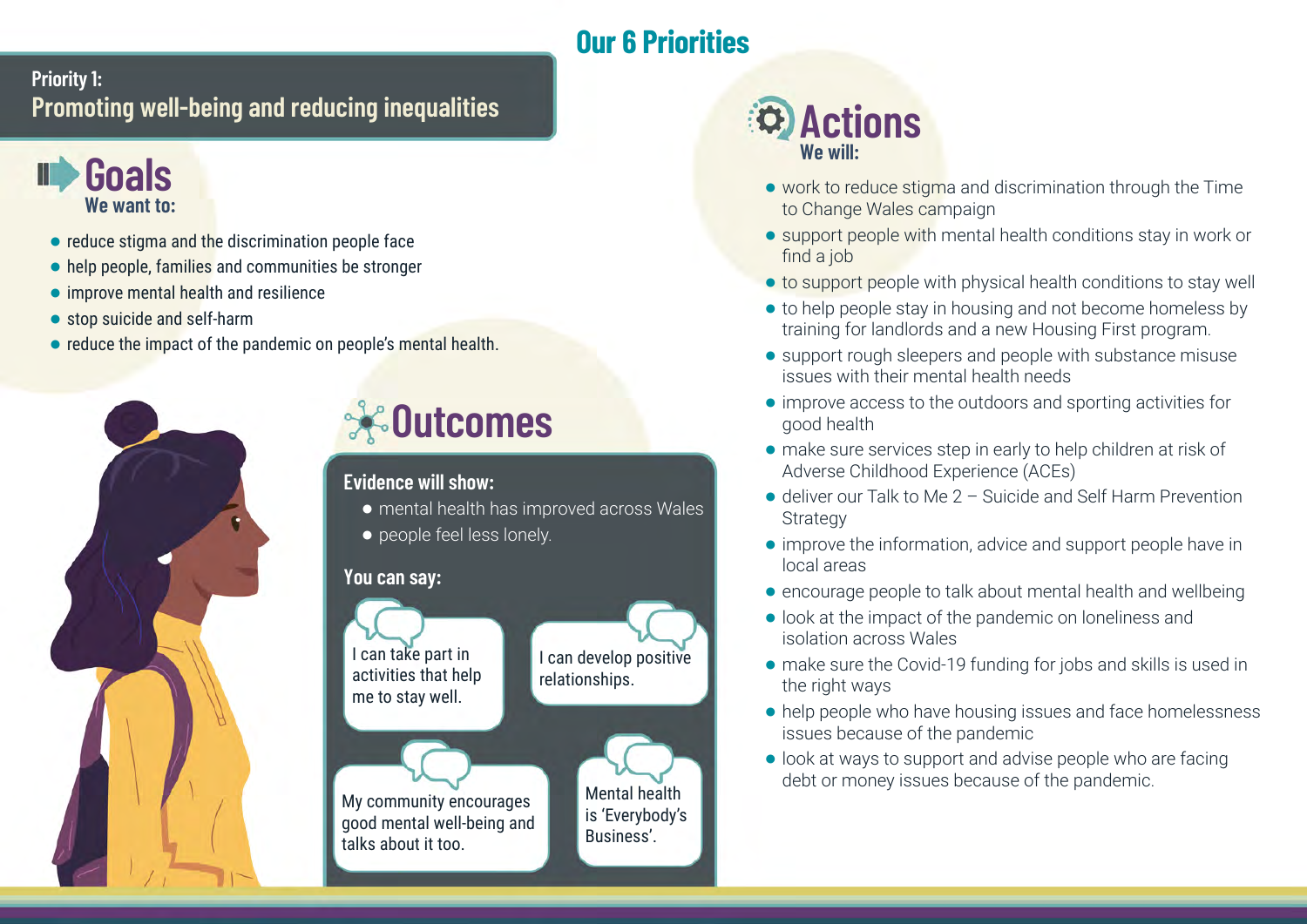# Our 6 Priorities

## Priority 1:
## Promoting well-being and reducing inequalities

### Goals

**We want to:**

- reduce stigma and the discrimination people face
- help people, families and communities be stronger
- improve mental health and resilience
- stop suicide and self-harm
- reduce the impact of the pandemic on people's mental health.

### Outcomes

**Evidence will show:**

- mental health has improved across Wales
- people feel less lonely.

**You can say:**

- I can take part in activities that help me to stay well.
- I can develop positive relationships.
- My community encourages good mental well-being and talks about it too.
- Mental health is 'Everybody's Business'.

### Actions

**We will:**

- work to reduce stigma and discrimination through the Time to Change Wales campaign
- support people with mental health conditions stay in work or find a job
- to support people with physical health conditions to stay well
- to help people stay in housing and not become homeless by training for landlords and a new Housing First program.
- support rough sleepers and people with substance misuse issues with their mental health needs
- improve access to the outdoors and sporting activities for good health
- make sure services step in early to help children at risk of Adverse Childhood Experience (ACEs)
- deliver our Talk to Me 2 – Suicide and Self Harm Prevention Strategy
- improve the information, advice and support people have in local areas
- encourage people to talk about mental health and wellbeing
- look at the impact of the pandemic on loneliness and isolation across Wales
- make sure the Covid-19 funding for jobs and skills is used in the right ways
- help people who have housing issues and face homelessness issues because of the pandemic
- look at ways to support and advise people who are facing debt or money issues because of the pandemic.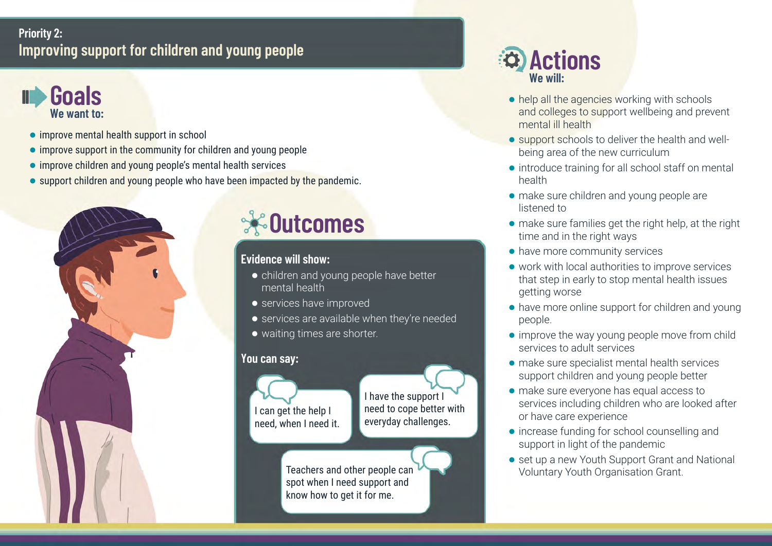## Priority 2:
## Improving support for children and young people

### Goals

**We want to:**

- improve mental health support in school
- improve support in the community for children and young people
- improve children and young people's mental health services
- support children and young people who have been impacted by the pandemic.

### Outcomes

**Evidence will show:**

- children and young people have better mental health
- services have improved
- services are available when they're needed
- waiting times are shorter.

**You can say:**

"I can get the help I need, when I need it."

"I have the support I need to cope better with everyday challenges."

"Teachers and other people can spot when I need support and know how to get it for me."

### Actions

**We will:**

- help all the agencies working with schools and colleges to support wellbeing and prevent mental ill health
- support schools to deliver the health and well-being area of the new curriculum
- introduce training for all school staff on mental health
- make sure children and young people are listened to
- make sure families get the right help, at the right time and in the right ways
- have more community services
- work with local authorities to improve services that step in early to stop mental health issues getting worse
- have more online support for children and young people.
- improve the way young people move from child services to adult services
- make sure specialist mental health services support children and young people better
- make sure everyone has equal access to services including children who are looked after or have care experience
- increase funding for school counselling and support in light of the pandemic
- set up a new Youth Support Grant and National Voluntary Youth Organisation Grant.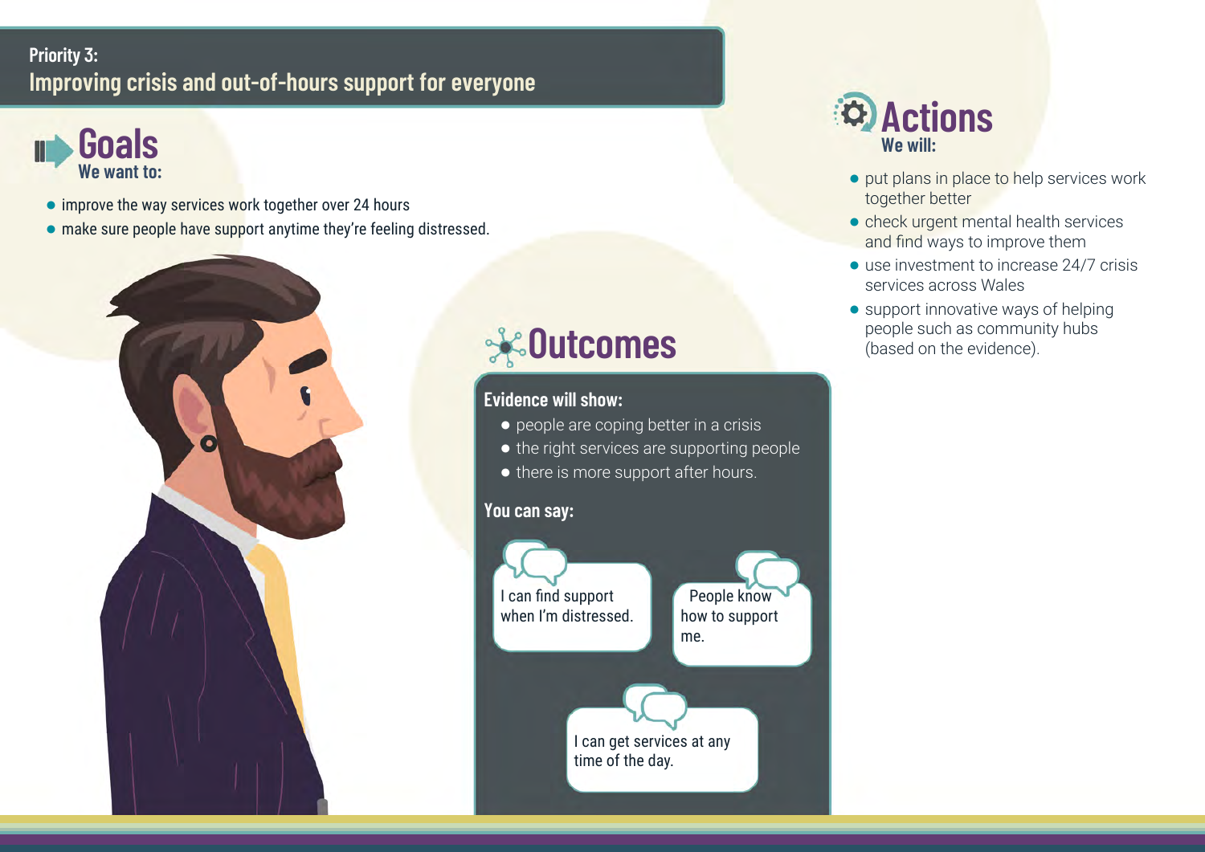Priority 3:

# Improving crisis and out-of-hours support for everyone

## Goals

**We want to:**

- improve the way services work together over 24 hours
- make sure people have support anytime they're feeling distressed.

## Outcomes

**Evidence will show:**

- people are coping better in a crisis
- the right services are supporting people
- there is more support after hours.

**You can say:**

- I can find support when I'm distressed.
- People know how to support me.
- I can get services at any time of the day.

## Actions

**We will:**

- put plans in place to help services work together better
- check urgent mental health services and find ways to improve them
- use investment to increase 24/7 crisis services across Wales
- support innovative ways of helping people such as community hubs (based on the evidence).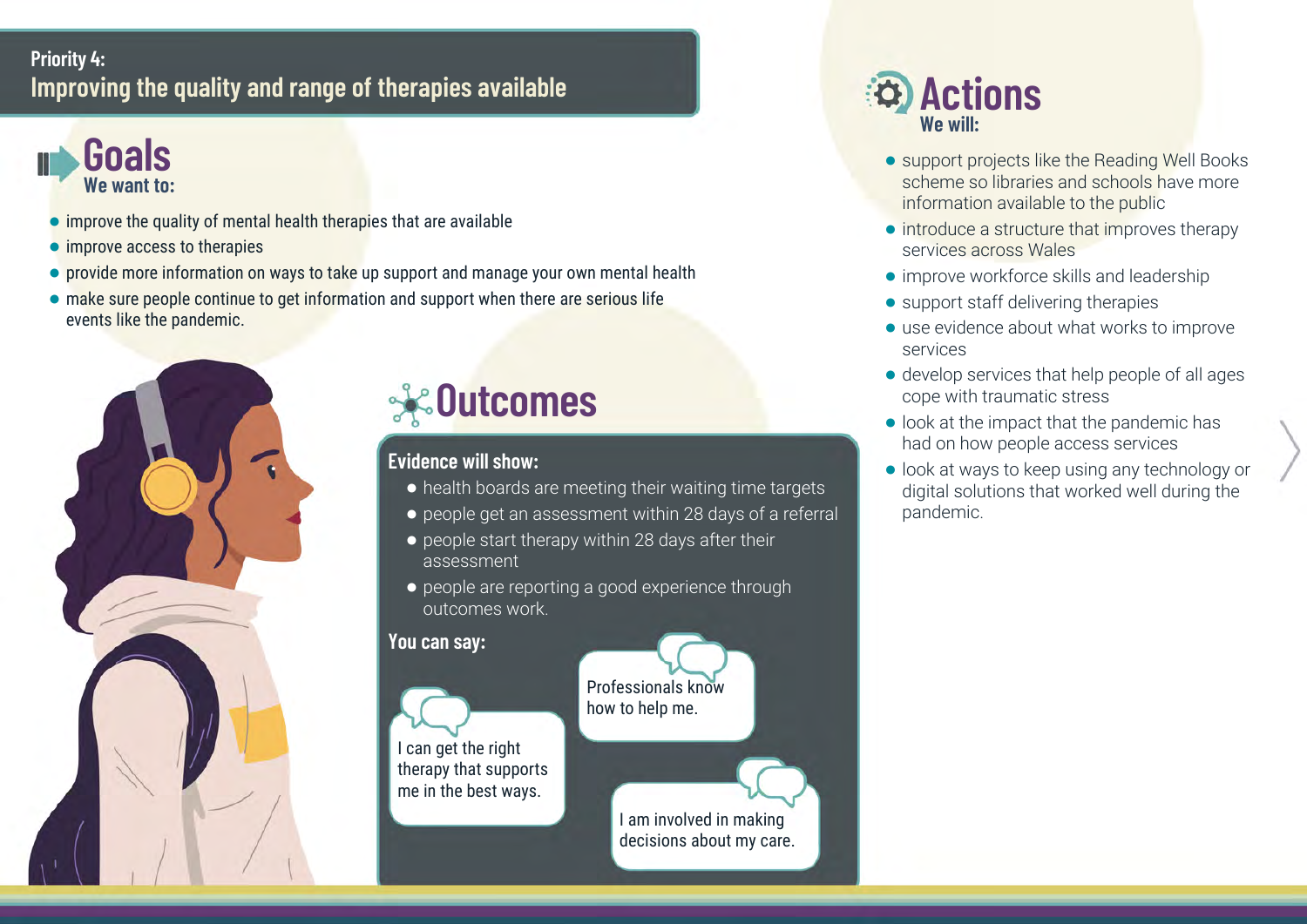## Priority 4:
# Improving the quality and range of therapies available

## Goals

**We want to:**

- improve the quality of mental health therapies that are available
- improve access to therapies
- provide more information on ways to take up support and manage your own mental health
- make sure people continue to get information and support when there are serious life events like the pandemic.

## Outcomes

**Evidence will show:**

- health boards are meeting their waiting time targets
- people get an assessment within 28 days of a referral
- people start therapy within 28 days after their assessment
- people are reporting a good experience through outcomes work.

**You can say:**

I can get the right therapy that supports me in the best ways.

Professionals know how to help me.

I am involved in making decisions about my care.

## Actions

**We will:**

- support projects like the Reading Well Books scheme so libraries and schools have more information available to the public
- introduce a structure that improves therapy services across Wales
- improve workforce skills and leadership
- support staff delivering therapies
- use evidence about what works to improve services
- develop services that help people of all ages cope with traumatic stress
- look at the impact that the pandemic has had on how people access services
- look at ways to keep using any technology or digital solutions that worked well during the pandemic.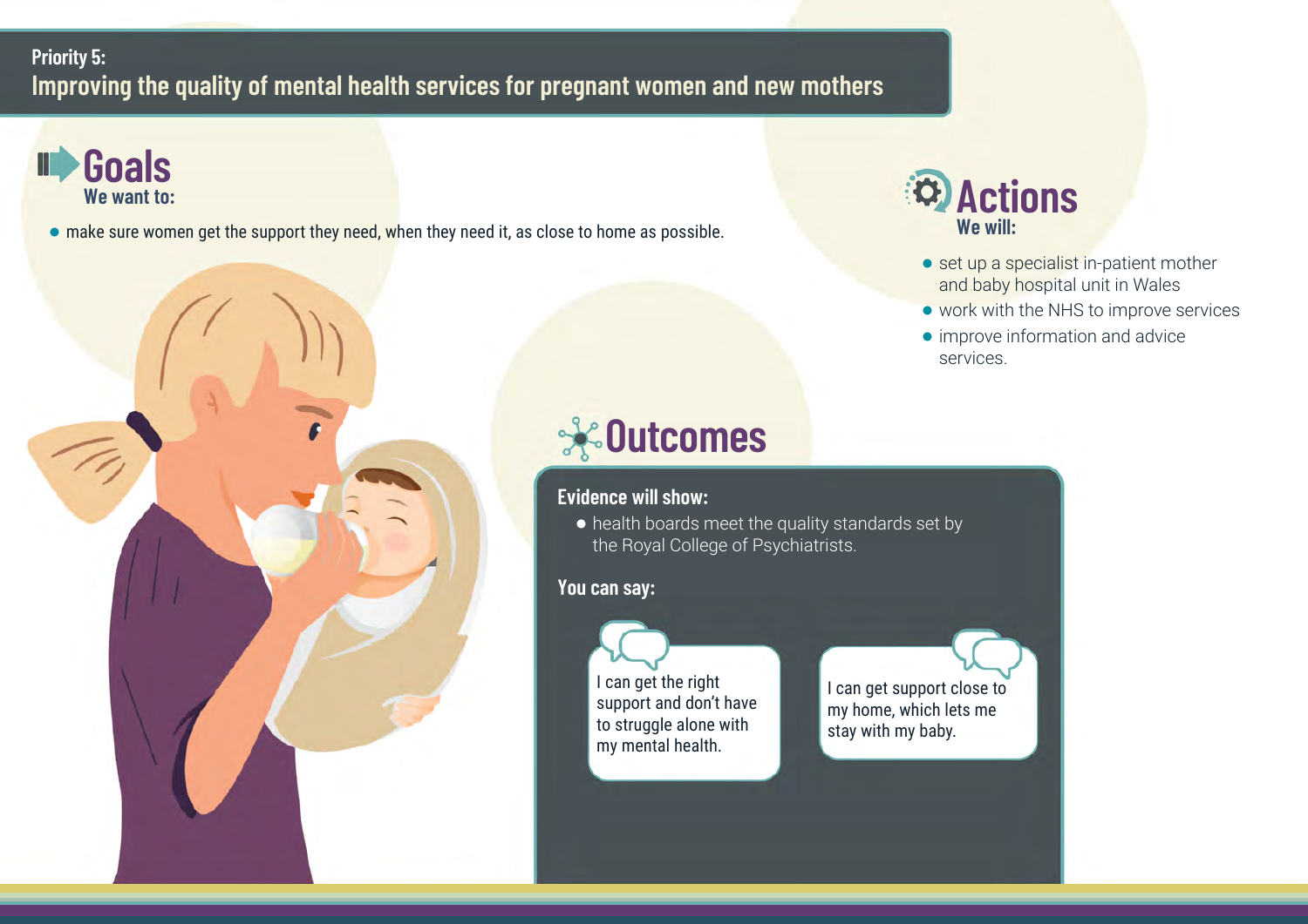**Priority 5:**

# Improving the quality of mental health services for pregnant women and new mothers

## Goals

**We want to:**

- make sure women get the support they need, when they need it, as close to home as possible.

## Actions

**We will:**

- set up a specialist in-patient mother and baby hospital unit in Wales
- work with the NHS to improve services
- improve information and advice services.

## Outcomes

**Evidence will show:**

- health boards meet the quality standards set by the Royal College of Psychiatrists.

**You can say:**

> I can get the right support and don't have to struggle alone with my mental health.

> I can get support close to my home, which lets me stay with my baby.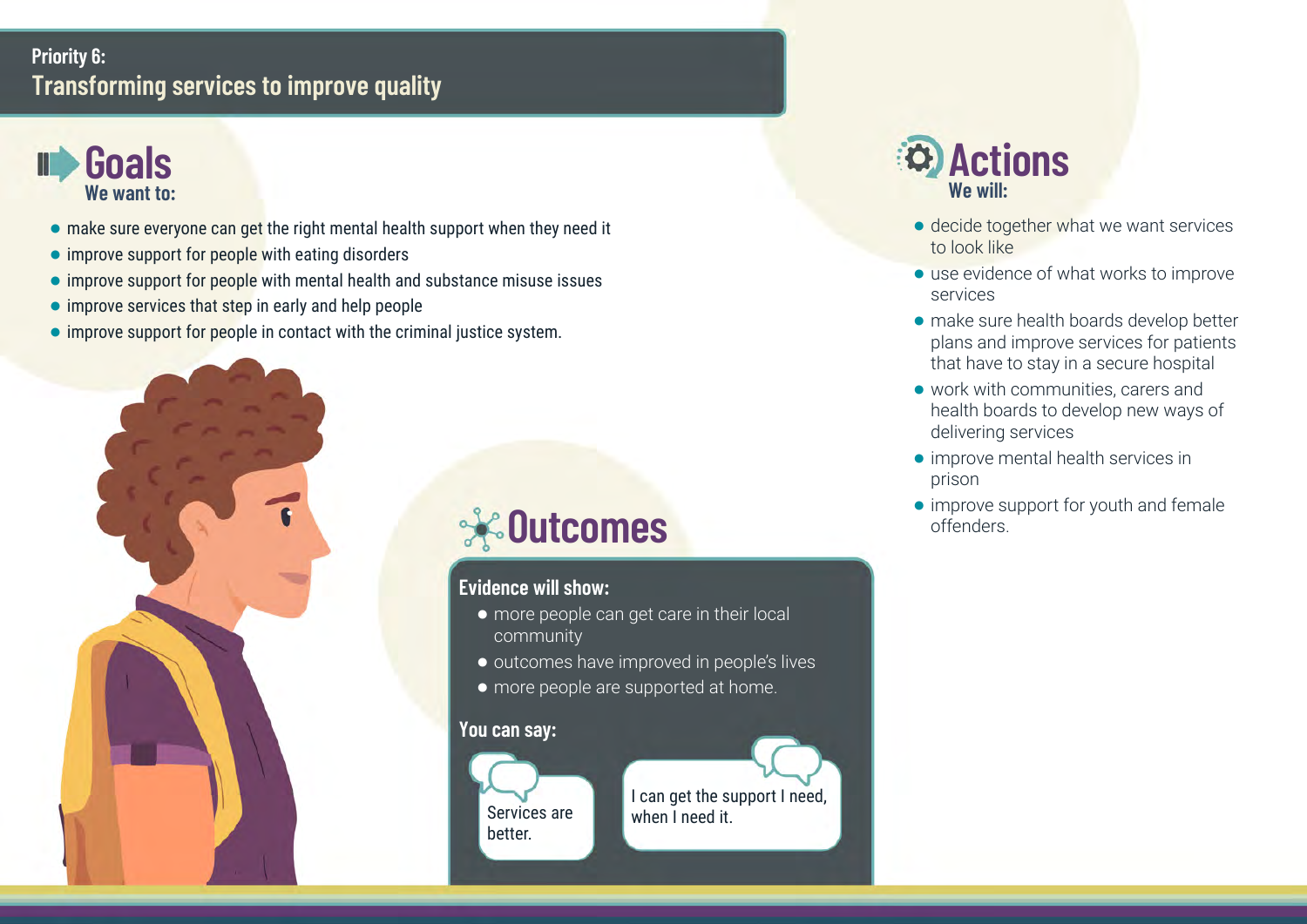## Priority 6: Transforming services to improve quality

### Goals

**We want to:**

- make sure everyone can get the right mental health support when they need it
- improve support for people with eating disorders
- improve support for people with mental health and substance misuse issues
- improve services that step in early and help people
- improve support for people in contact with the criminal justice system.

### Outcomes

**Evidence will show:**

- more people can get care in their local community
- outcomes have improved in people's lives
- more people are supported at home.

**You can say:**

"Services are better."

"I can get the support I need, when I need it."

### Actions

**We will:**

- decide together what we want services to look like
- use evidence of what works to improve services
- make sure health boards develop better plans and improve services for patients that have to stay in a secure hospital
- work with communities, carers and health boards to develop new ways of delivering services
- improve mental health services in prison
- improve support for youth and female offenders.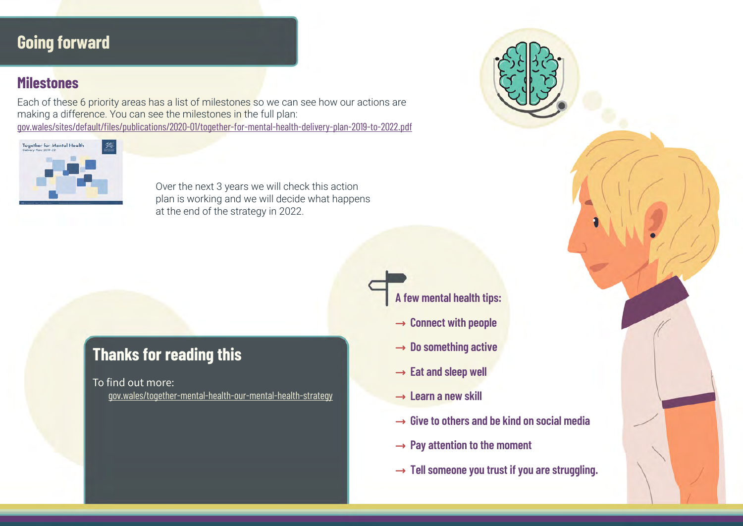## Going forward

### Milestones

Each of these 6 priority areas has a list of milestones so we can see how our actions are making a difference. You can see the milestones in the full plan: gov.wales/sites/default/files/publications/2020-01/together-for-mental-health-delivery-plan-2019-to-2022.pdf

Over the next 3 years we will check this action plan is working and we will decide what happens at the end of the strategy in 2022.

**A few mental health tips:**

- Connect with people
- Do something active
- Eat and sleep well
- Learn a new skill
- Give to others and be kind on social media
- Pay attention to the moment
- Tell someone you trust if you are struggling.

## Thanks for reading this

To find out more:
gov.wales/together-mental-health-our-mental-health-strategy